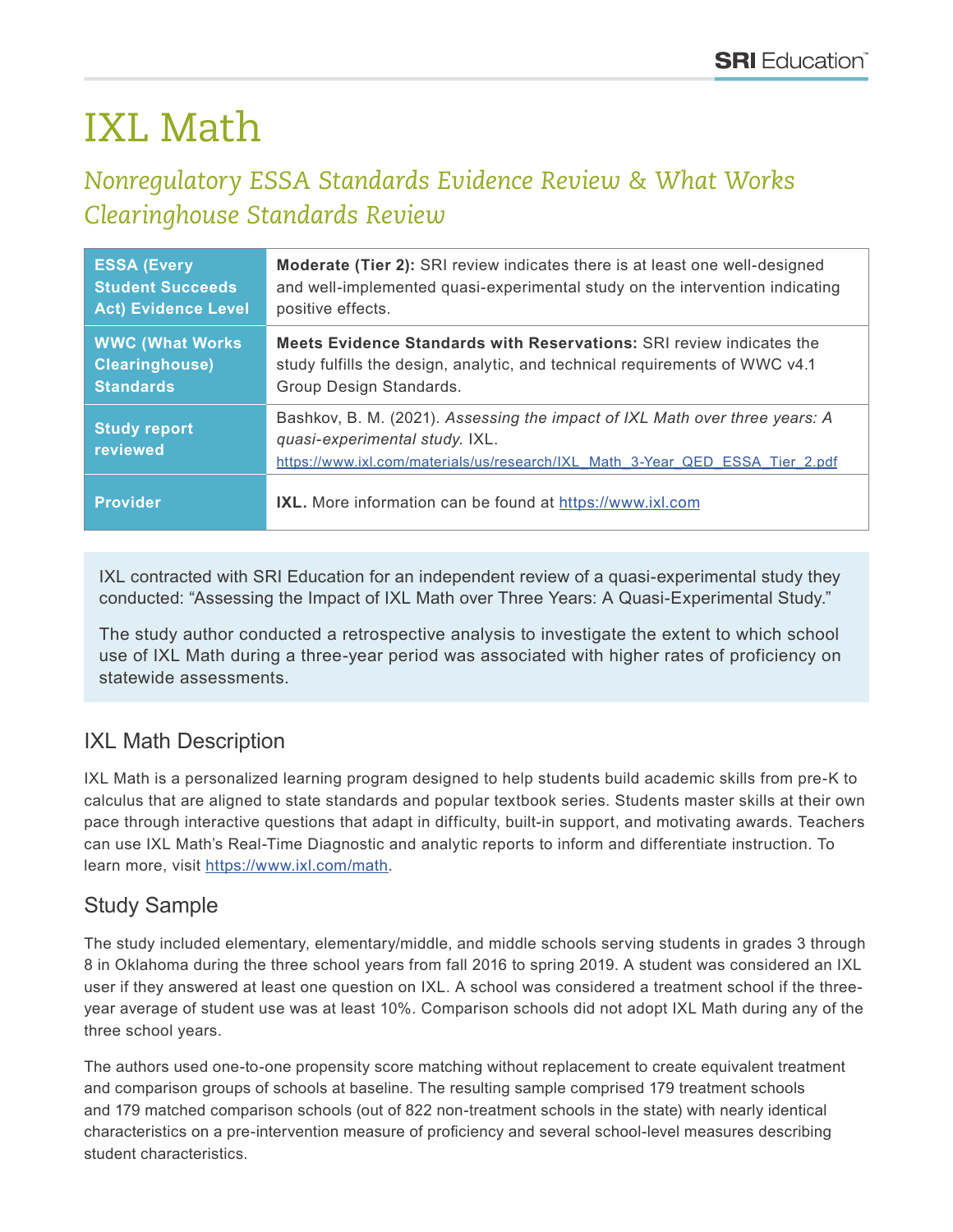# IXL Math

## *Nonregulatory ESSA Standards Evidence Review & What Works Clearinghouse Standards Review*

| | |
|---|---|
| **ESSA (Every Student Succeeds Act) Evidence Level** | **Moderate (Tier 2):** SRI review indicates there is at least one well-designed and well-implemented quasi-experimental study on the intervention indicating positive effects. |
| **WWC (What Works Clearinghouse) Standards** | **Meets Evidence Standards with Reservations:** SRI review indicates the study fulfills the design, analytic, and technical requirements of WWC v4.1 Group Design Standards. |
| **Study report reviewed** | Bashkov, B. M. (2021). *Assessing the impact of IXL Math over three years: A quasi-experimental study.* IXL. https://www.ixl.com/materials/us/research/IXL_Math_3-Year_QED_ESSA_Tier_2.pdf |
| **Provider** | **IXL.** More information can be found at https://www.ixl.com |

IXL contracted with SRI Education for an independent review of a quasi-experimental study they conducted: "Assessing the Impact of IXL Math over Three Years: A Quasi-Experimental Study."

The study author conducted a retrospective analysis to investigate the extent to which school use of IXL Math during a three-year period was associated with higher rates of proficiency on statewide assessments.

## IXL Math Description

IXL Math is a personalized learning program designed to help students build academic skills from pre-K to calculus that are aligned to state standards and popular textbook series. Students master skills at their own pace through interactive questions that adapt in difficulty, built-in support, and motivating awards. Teachers can use IXL Math's Real-Time Diagnostic and analytic reports to inform and differentiate instruction. To learn more, visit https://www.ixl.com/math.

## Study Sample

The study included elementary, elementary/middle, and middle schools serving students in grades 3 through 8 in Oklahoma during the three school years from fall 2016 to spring 2019. A student was considered an IXL user if they answered at least one question on IXL. A school was considered a treatment school if the three-year average of student use was at least 10%. Comparison schools did not adopt IXL Math during any of the three school years.

The authors used one-to-one propensity score matching without replacement to create equivalent treatment and comparison groups of schools at baseline. The resulting sample comprised 179 treatment schools and 179 matched comparison schools (out of 822 non-treatment schools in the state) with nearly identical characteristics on a pre-intervention measure of proficiency and several school-level measures describing student characteristics.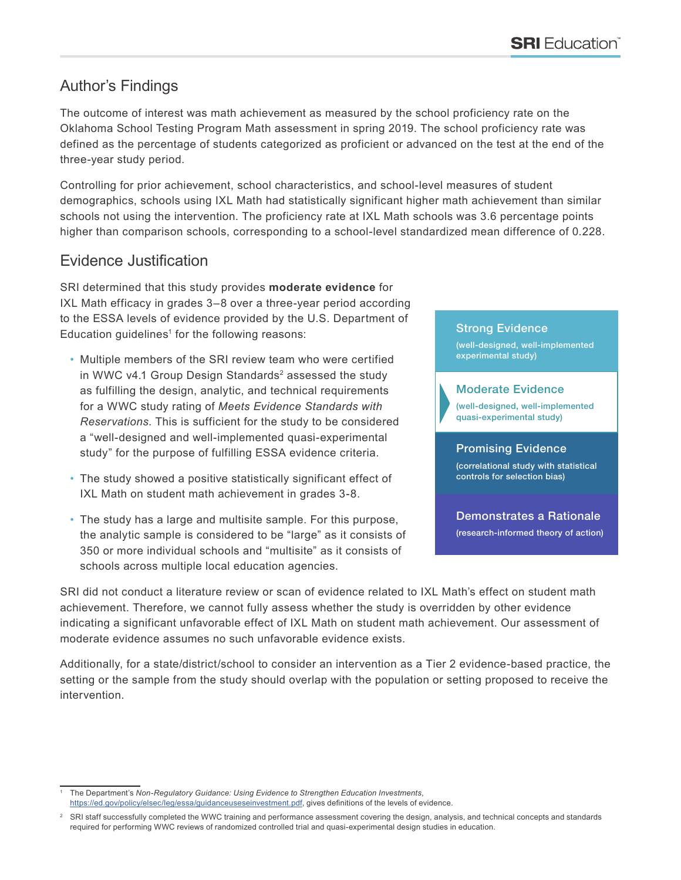## Author's Findings

The outcome of interest was math achievement as measured by the school proficiency rate on the Oklahoma School Testing Program Math assessment in spring 2019. The school proficiency rate was defined as the percentage of students categorized as proficient or advanced on the test at the end of the three-year study period.

Controlling for prior achievement, school characteristics, and school-level measures of student demographics, schools using IXL Math had statistically significant higher math achievement than similar schools not using the intervention. The proficiency rate at IXL Math schools was 3.6 percentage points higher than comparison schools, corresponding to a school-level standardized mean difference of 0.228.

## Evidence Justification

SRI determined that this study provides **moderate evidence** for IXL Math efficacy in grades 3–8 over a three-year period according to the ESSA levels of evidence provided by the U.S. Department of Education guidelines[1] for the following reasons:

- Multiple members of the SRI review team who were certified in WWC v4.1 Group Design Standards[2] assessed the study as fulfilling the design, analytic, and technical requirements for a WWC study rating of *Meets Evidence Standards with Reservations*. This is sufficient for the study to be considered a "well-designed and well-implemented quasi-experimental study" for the purpose of fulfilling ESSA evidence criteria.
- The study showed a positive statistically significant effect of IXL Math on student math achievement in grades 3-8.
- The study has a large and multisite sample. For this purpose, the analytic sample is considered to be "large" as it consists of 350 or more individual schools and "multisite" as it consists of schools across multiple local education agencies.

**Strong Evidence**
(well-designed, well-implemented experimental study)

**Moderate Evidence**
(well-designed, well-implemented quasi-experimental study)

**Promising Evidence**
(correlational study with statistical controls for selection bias)

**Demonstrates a Rationale**
(research-informed theory of action)

SRI did not conduct a literature review or scan of evidence related to IXL Math's effect on student math achievement. Therefore, we cannot fully assess whether the study is overridden by other evidence indicating a significant unfavorable effect of IXL Math on student math achievement. Our assessment of moderate evidence assumes no such unfavorable evidence exists.

Additionally, for a state/district/school to consider an intervention as a Tier 2 evidence-based practice, the setting or the sample from the study should overlap with the population or setting proposed to receive the intervention.

---

[1] The Department's *Non-Regulatory Guidance: Using Evidence to Strengthen Education Investments*, https://ed.gov/policy/elsec/leg/essa/guidanceuseseinvestment.pdf, gives definitions of the levels of evidence.

[2] SRI staff successfully completed the WWC training and performance assessment covering the design, analysis, and technical concepts and standards required for performing WWC reviews of randomized controlled trial and quasi-experimental design studies in education.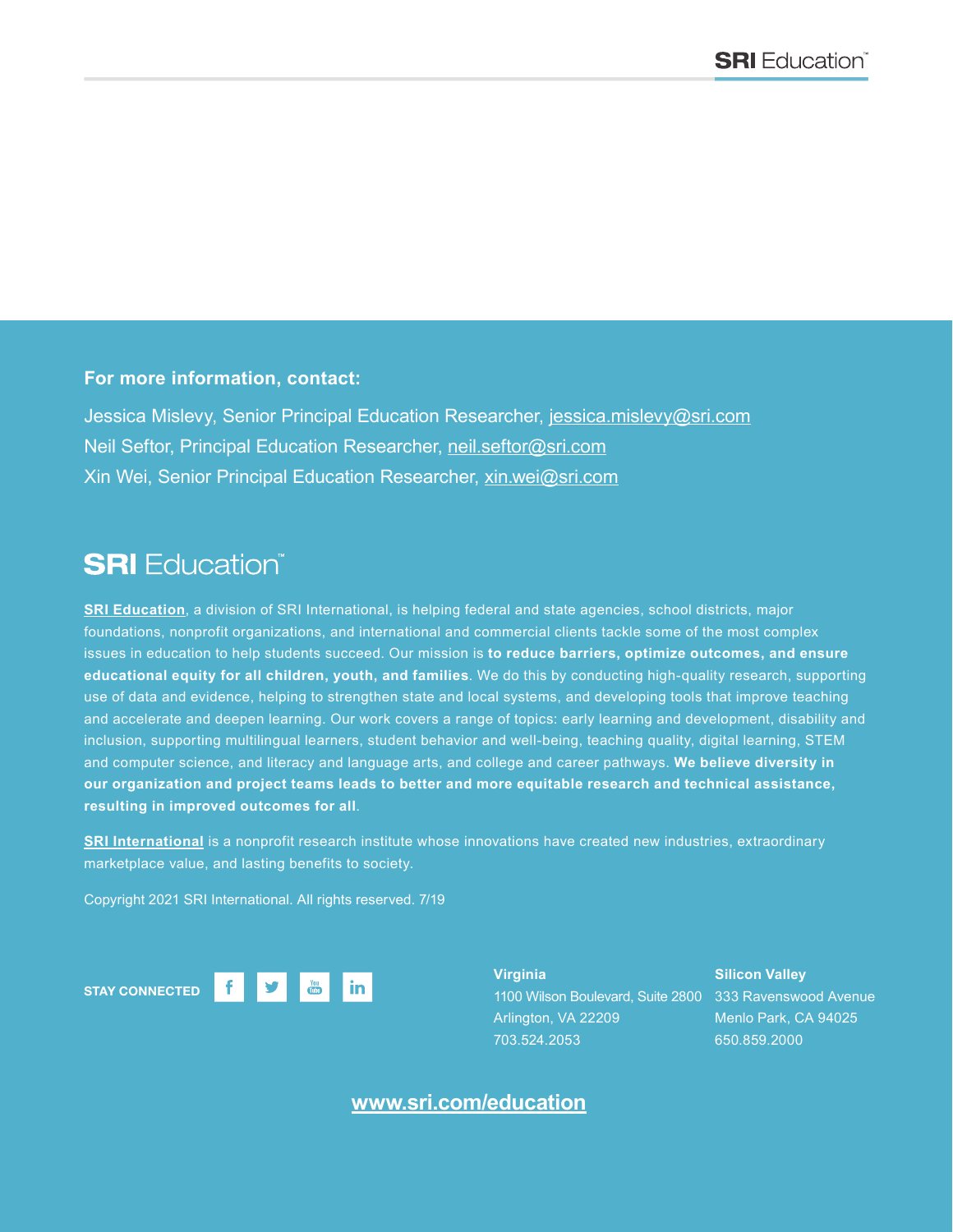**For more information, contact:**

Jessica Mislevy, Senior Principal Education Researcher, jessica.mislevy@sri.com
Neil Seftor, Principal Education Researcher, neil.seftor@sri.com
Xin Wei, Senior Principal Education Researcher, xin.wei@sri.com

## SRI Education™

**SRI Education**, a division of SRI International, is helping federal and state agencies, school districts, major foundations, nonprofit organizations, and international and commercial clients tackle some of the most complex issues in education to help students succeed. Our mission is **to reduce barriers, optimize outcomes, and ensure educational equity for all children, youth, and families**. We do this by conducting high-quality research, supporting use of data and evidence, helping to strengthen state and local systems, and developing tools that improve teaching and accelerate and deepen learning. Our work covers a range of topics: early learning and development, disability and inclusion, supporting multilingual learners, student behavior and well-being, teaching quality, digital learning, STEM and computer science, and literacy and language arts, and college and career pathways. **We believe diversity in our organization and project teams leads to better and more equitable research and technical assistance, resulting in improved outcomes for all**.

**SRI International** is a nonprofit research institute whose innovations have created new industries, extraordinary marketplace value, and lasting benefits to society.

Copyright 2021 SRI International. All rights reserved. 7/19

**STAY CONNECTED**

**Virginia**
1100 Wilson Boulevard, Suite 2800
Arlington, VA 22209
703.524.2053

**Silicon Valley**
333 Ravenswood Avenue
Menlo Park, CA 94025
650.859.2000

www.sri.com/education